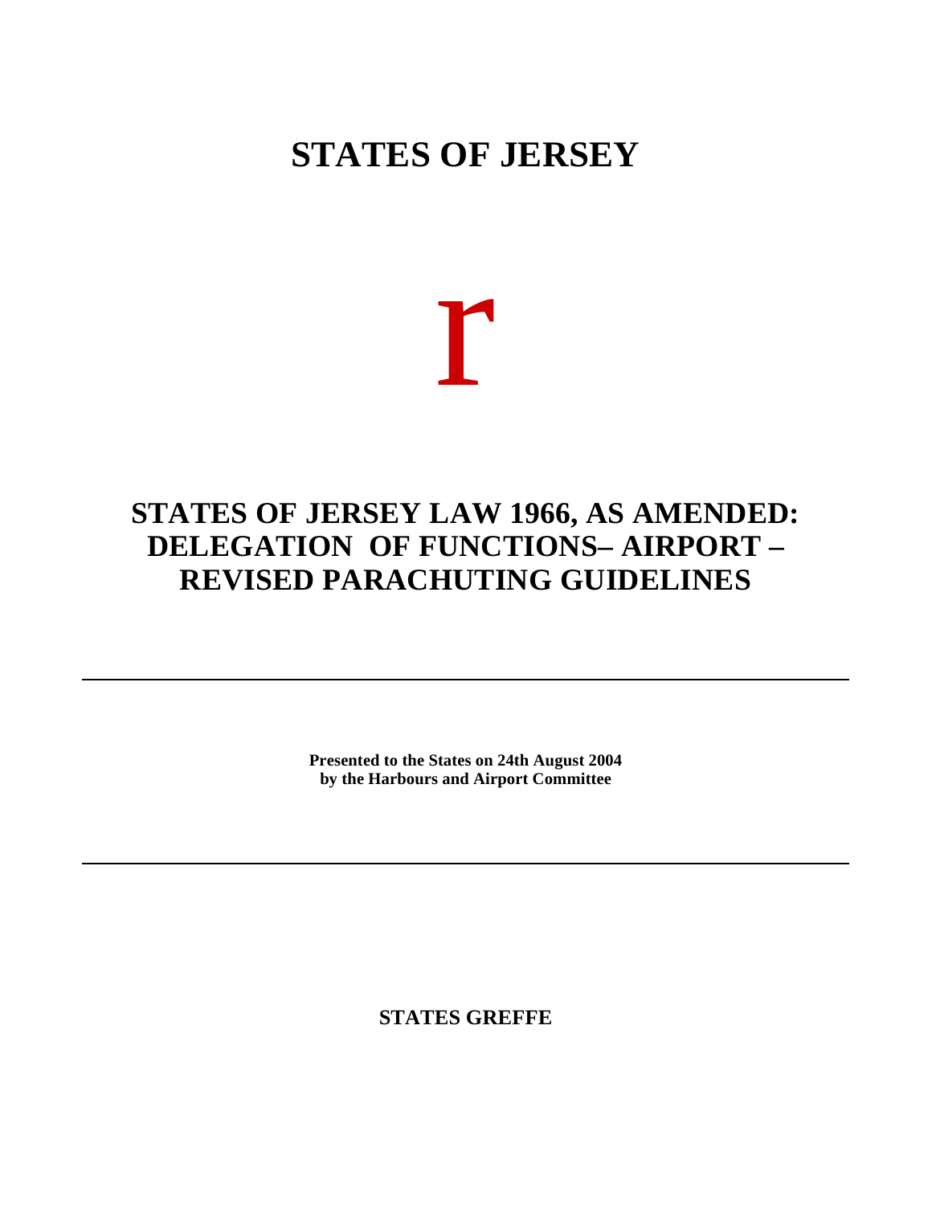# STATES OF JERSEY

r

## STATES OF JERSEY LAW 1966, AS AMENDED: DELEGATION OF FUNCTIONS– AIRPORT – REVISED PARACHUTING GUIDELINES

---

**Presented to the States on 24th August 2004**
**by the Harbours and Airport Committee**

---

**STATES GREFFE**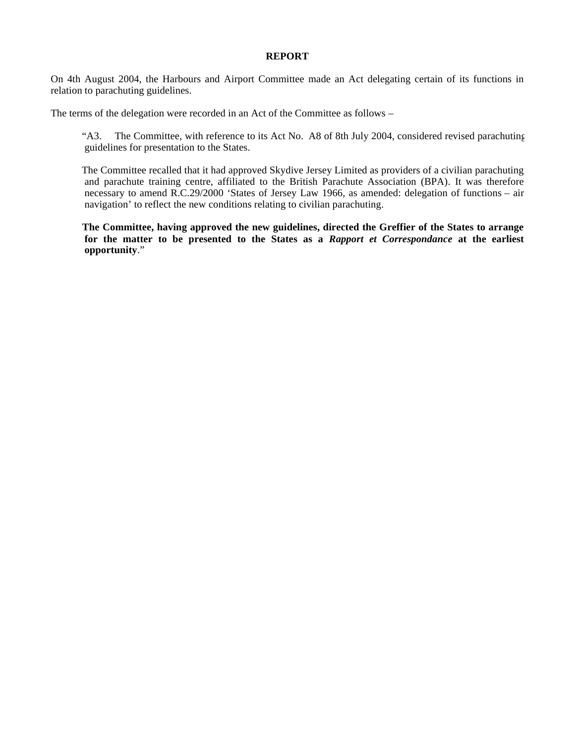**REPORT**

On 4th August 2004, the Harbours and Airport Committee made an Act delegating certain of its functions in relation to parachuting guidelines.

The terms of the delegation were recorded in an Act of the Committee as follows –

> "A3. The Committee, with reference to its Act No. A8 of 8th July 2004, considered revised parachuting guidelines for presentation to the States.
>
> The Committee recalled that it had approved Skydive Jersey Limited as providers of a civilian parachuting and parachute training centre, affiliated to the British Parachute Association (BPA). It was therefore necessary to amend R.C.29/2000 'States of Jersey Law 1966, as amended: delegation of functions – air navigation' to reflect the new conditions relating to civilian parachuting.
>
> **The Committee, having approved the new guidelines, directed the Greffier of the States to arrange for the matter to be presented to the States as a *Rapport et Correspondance* at the earliest opportunity**."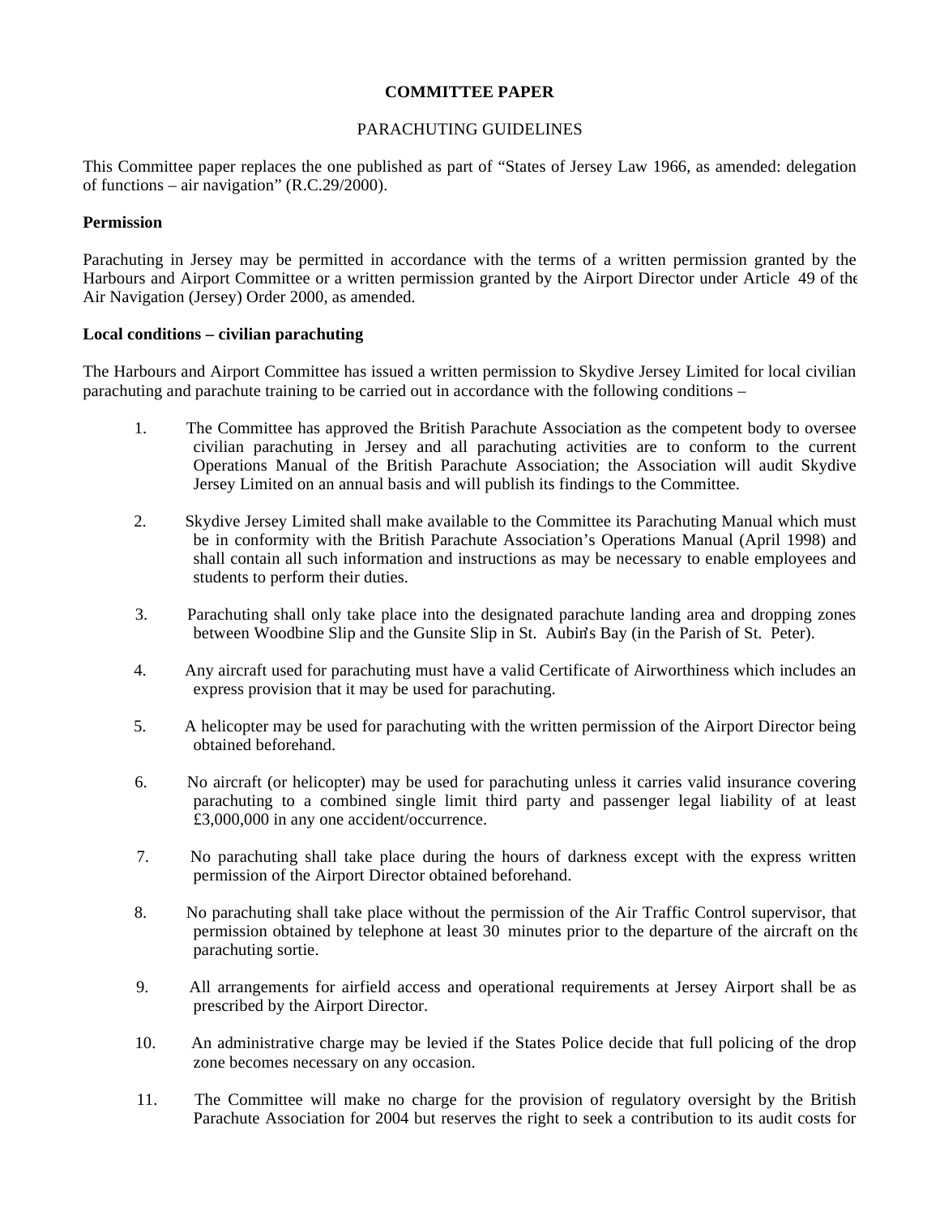**COMMITTEE PAPER**

PARACHUTING GUIDELINES

This Committee paper replaces the one published as part of "States of Jersey Law 1966, as amended: delegation of functions – air navigation" (R.C.29/2000).

**Permission**

Parachuting in Jersey may be permitted in accordance with the terms of a written permission granted by the Harbours and Airport Committee or a written permission granted by the Airport Director under Article 49 of the Air Navigation (Jersey) Order 2000, as amended.

**Local conditions – civilian parachuting**

The Harbours and Airport Committee has issued a written permission to Skydive Jersey Limited for local civilian parachuting and parachute training to be carried out in accordance with the following conditions –

1. The Committee has approved the British Parachute Association as the competent body to oversee civilian parachuting in Jersey and all parachuting activities are to conform to the current Operations Manual of the British Parachute Association; the Association will audit Skydive Jersey Limited on an annual basis and will publish its findings to the Committee.

2. Skydive Jersey Limited shall make available to the Committee its Parachuting Manual which must be in conformity with the British Parachute Association's Operations Manual (April 1998) and shall contain all such information and instructions as may be necessary to enable employees and students to perform their duties.

3. Parachuting shall only take place into the designated parachute landing area and dropping zones between Woodbine Slip and the Gunsite Slip in St. Aubin's Bay (in the Parish of St. Peter).

4. Any aircraft used for parachuting must have a valid Certificate of Airworthiness which includes an express provision that it may be used for parachuting.

5. A helicopter may be used for parachuting with the written permission of the Airport Director being obtained beforehand.

6. No aircraft (or helicopter) may be used for parachuting unless it carries valid insurance covering parachuting to a combined single limit third party and passenger legal liability of at least £3,000,000 in any one accident/occurrence.

7. No parachuting shall take place during the hours of darkness except with the express written permission of the Airport Director obtained beforehand.

8. No parachuting shall take place without the permission of the Air Traffic Control supervisor, that permission obtained by telephone at least 30 minutes prior to the departure of the aircraft on the parachuting sortie.

9. All arrangements for airfield access and operational requirements at Jersey Airport shall be as prescribed by the Airport Director.

10. An administrative charge may be levied if the States Police decide that full policing of the drop zone becomes necessary on any occasion.

11. The Committee will make no charge for the provision of regulatory oversight by the British Parachute Association for 2004 but reserves the right to seek a contribution to its audit costs for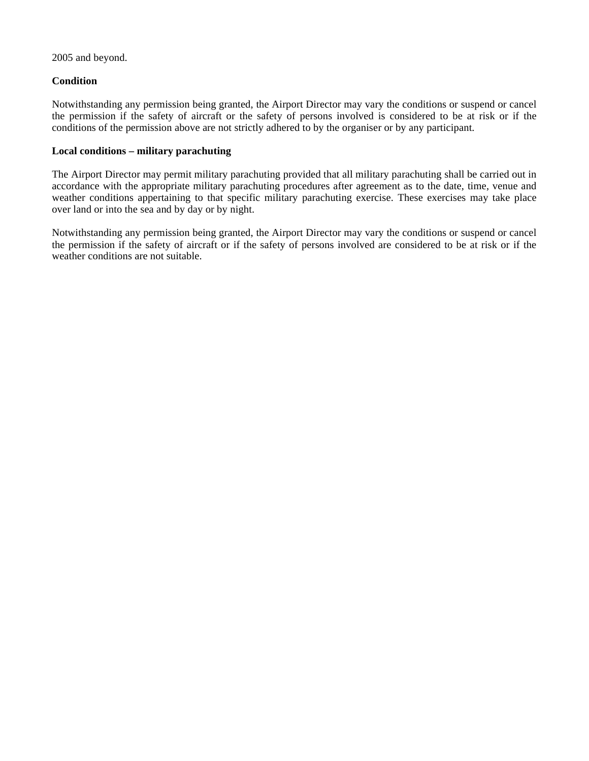2005 and beyond.

**Condition**

Notwithstanding any permission being granted, the Airport Director may vary the conditions or suspend or cancel the permission if the safety of aircraft or the safety of persons involved is considered to be at risk or if the conditions of the permission above are not strictly adhered to by the organiser or by any participant.

**Local conditions – military parachuting**

The Airport Director may permit military parachuting provided that all military parachuting shall be carried out in accordance with the appropriate military parachuting procedures after agreement as to the date, time, venue and weather conditions appertaining to that specific military parachuting exercise. These exercises may take place over land or into the sea and by day or by night.

Notwithstanding any permission being granted, the Airport Director may vary the conditions or suspend or cancel the permission if the safety of aircraft or if the safety of persons involved are considered to be at risk or if the weather conditions are not suitable.